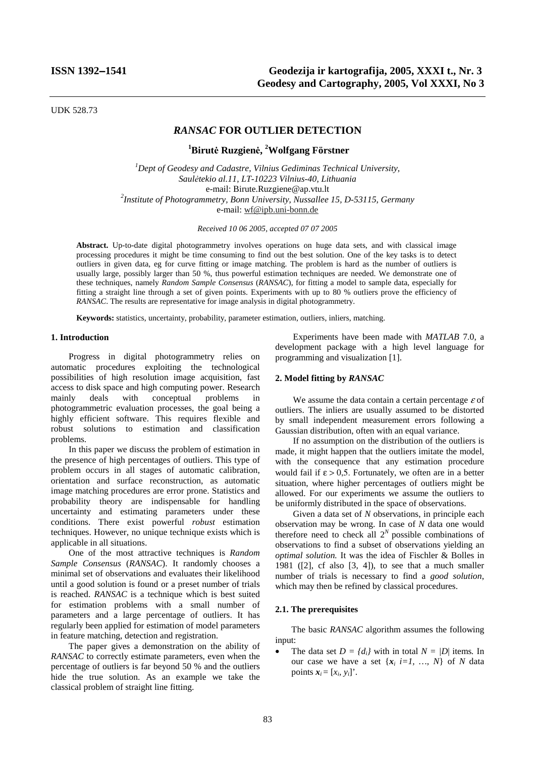UDK 528.73

# *RANSAC* FOR OUTLIER DETECTION

**Birutė Ruzgienė[1], Wolfgang Förstner[2]**

[1]*Dept of Geodesy and Cadastre, Vilnius Gediminas Technical University, Saulėtekio al.11, LT-10223 Vilnius-40, Lithuania*
e-mail: Birute.Ruzgiene@ap.vtu.lt
[2]*Institute of Photogrammetry, Bonn University, Nussallee 15, D-53115, Germany*
e-mail: wf@ipb.uni-bonn.de

*Received 10 06 2005, accepted 07 07 2005*

**Abstract.** Up-to-date digital photogrammetry involves operations on huge data sets, and with classical image processing procedures it might be time consuming to find out the best solution. One of the key tasks is to detect outliers in given data, eg for curve fitting or image matching. The problem is hard as the number of outliers is usually large, possibly larger than 50 %, thus powerful estimation techniques are needed. We demonstrate one of these techniques, namely *Random Sample Consensus* (*RANSAC*), for fitting a model to sample data, especially for fitting a straight line through a set of given points. Experiments with up to 80 % outliers prove the efficiency of *RANSAC*. The results are representative for image analysis in digital photogrammetry.

**Keywords:** statistics, uncertainty, probability, parameter estimation, outliers, inliers, matching.

## 1. Introduction

Progress in digital photogrammetry relies on automatic procedures exploiting the technological possibilities of high resolution image acquisition, fast access to disk space and high computing power. Research mainly deals with conceptual problems in photogrammetric evaluation processes, the goal being a highly efficient software. This requires flexible and robust solutions to estimation and classification problems.

In this paper we discuss the problem of estimation in the presence of high percentages of outliers. This type of problem occurs in all stages of automatic calibration, orientation and surface reconstruction, as automatic image matching procedures are error prone. Statistics and probability theory are indispensable for handling uncertainty and estimating parameters under these conditions. There exist powerful *robust* estimation techniques. However, no unique technique exists which is applicable in all situations.

One of the most attractive techniques is *Random Sample Consensus* (*RANSAC*). It randomly chooses a minimal set of observations and evaluates their likelihood until a good solution is found or a preset number of trials is reached. *RANSAC* is a technique which is best suited for estimation problems with a small number of parameters and a large percentage of outliers. It has regularly been applied for estimation of model parameters in feature matching, detection and registration.

The paper gives a demonstration on the ability of *RANSAC* to correctly estimate parameters, even when the percentage of outliers is far beyond 50 % and the outliers hide the true solution. As an example we take the classical problem of straight line fitting.

Experiments have been made with *MATLAB* 7.0, a development package with a high level language for programming and visualization [1].

## 2. Model fitting by *RANSAC*

We assume the data contain a certain percentage $\varepsilon$ of outliers. The inliers are usually assumed to be distorted by small independent measurement errors following a Gaussian distribution, often with an equal variance.

If no assumption on the distribution of the outliers is made, it might happen that the outliers imitate the model, with the consequence that any estimation procedure would fail if $\varepsilon > 0{,}5$. Fortunately, we often are in a better situation, where higher percentages of outliers might be allowed. For our experiments we assume the outliers to be uniformly distributed in the space of observations.

Given a data set of $N$ observations, in principle each observation may be wrong. In case of $N$ data one would therefore need to check all $2^N$ possible combinations of observations to find a subset of observations yielding an *optimal solution.* It was the idea of Fischler & Bolles in 1981 ([2], cf also [3, 4]), to see that a much smaller number of trials is necessary to find a *good solution*, which may then be refined by classical procedures.

### 2.1. The prerequisites

The basic *RANSAC* algorithm assumes the following input:

- The data set $D = \{d_i\}$ with in total $N = |D|$ items. In our case we have a set $\{\boldsymbol{x}_i \; i=1, \ldots, N\}$ of $N$ data points $\boldsymbol{x}_i = [x_i, y_i]'$.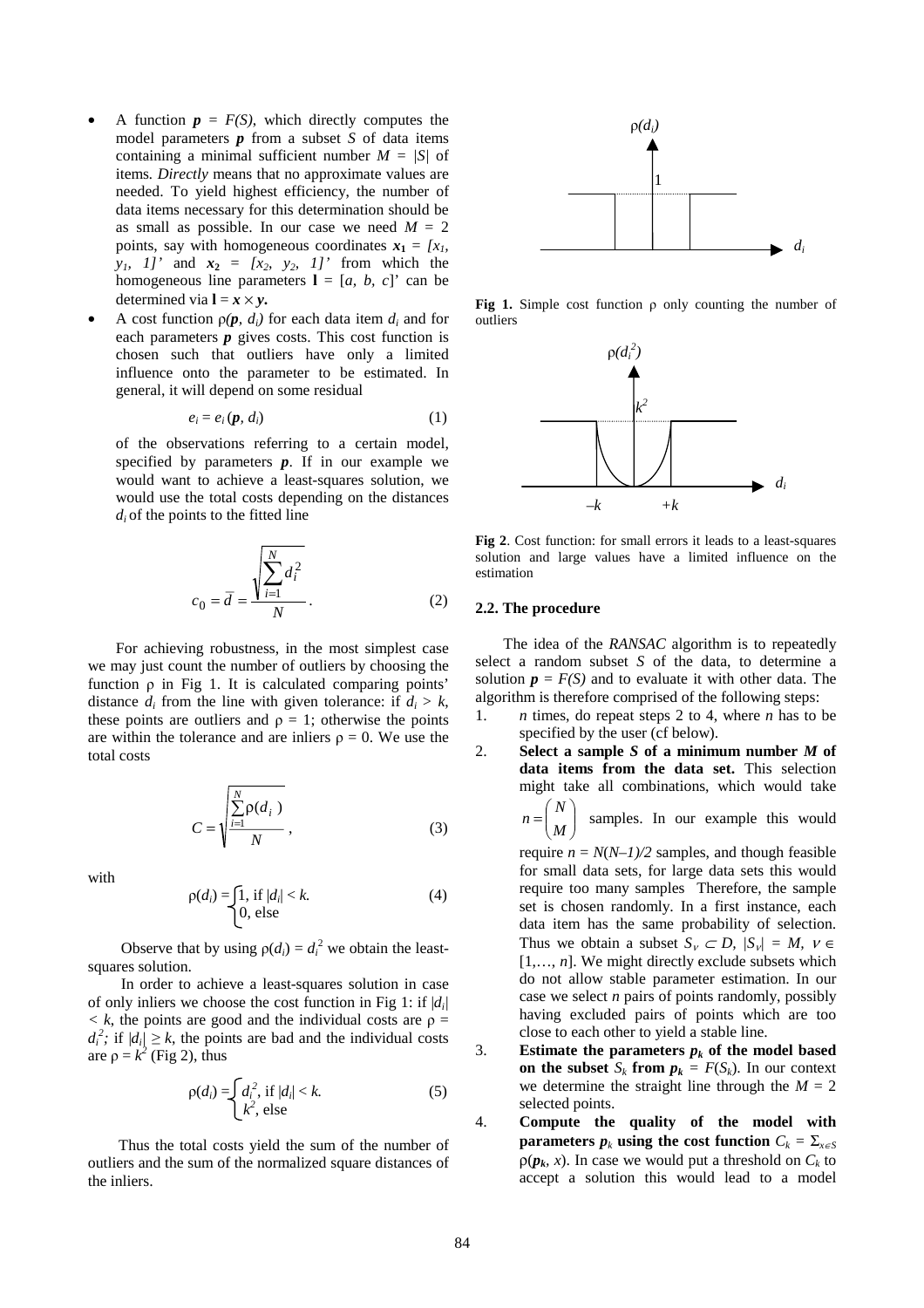- A function $\boldsymbol{p} = F(S)$, which directly computes the model parameters $\boldsymbol{p}$ from a subset $S$ of data items containing a minimal sufficient number $M = |S|$ of items. *Directly* means that no approximate values are needed. To yield highest efficiency, the number of data items necessary for this determination should be as small as possible. In our case we need $M = 2$ points, say with homogeneous coordinates $\boldsymbol{x_1} = [x_1, y_1, 1]'$ and $\boldsymbol{x_2} = [x_2, y_2, 1]'$ from which the homogeneous line parameters $\mathbf{l} = [a, b, c]'$ can be determined via $\mathbf{l} = \boldsymbol{x} \times \boldsymbol{y}$.
- A cost function $\rho(\boldsymbol{p}, d_i)$ for each data item $d_i$ and for each parameters $\boldsymbol{p}$ gives costs. This cost function is chosen such that outliers have only a limited influence onto the parameter to be estimated. In general, it will depend on some residual

$$e_i = e_i(\boldsymbol{p}, d_i) \tag{1}$$

of the observations referring to a certain model, specified by parameters $\boldsymbol{p}$. If in our example we would want to achieve a least-squares solution, we would use the total costs depending on the distances $d_i$ of the points to the fitted line

$$c_0 = \bar{d} = \frac{\sqrt{\sum_{i=1}^{N} d_i^2}}{N}. \tag{2}$$

For achieving robustness, in the most simplest case we may just count the number of outliers by choosing the function ρ in Fig 1. It is calculated comparing points' distance $d_i$ from the line with given tolerance: if $d_i > k$, these points are outliers and $\rho = 1$; otherwise the points are within the tolerance and are inliers $\rho = 0$. We use the total costs

$$C = \sqrt{\frac{\sum_{i=1}^{N} \rho(d_i)}{N}}, \tag{3}$$

with

$$\rho(d_i) = \begin{cases} 1, \text{ if } |d_i| < k. \\ 0, \text{ else} \end{cases} \tag{4}$$

Observe that by using $\rho(d_i) = d_i^2$ we obtain the least-squares solution.

In order to achieve a least-squares solution in case of only inliers we choose the cost function in Fig 1: if $|d_i| < k$, the points are good and the individual costs are $\rho = d_i^2$; if $|d_i| \geq k$, the points are bad and the individual costs are $\rho = k^2$ (Fig 2), thus

$$\rho(d_i) = \begin{cases} d_i^2, \text{ if } |d_i| < k. \\ k^2, \text{ else} \end{cases} \tag{5}$$

Thus the total costs yield the sum of the number of outliers and the sum of the normalized square distances of the inliers.

**Fig 1.** Simple cost function ρ only counting the number of outliers

**Fig 2**. Cost function: for small errors it leads to a least-squares solution and large values have a limited influence on the estimation

### 2.2. The procedure

The idea of the *RANSAC* algorithm is to repeatedly select a random subset $S$ of the data, to determine a solution $\boldsymbol{p} = F(S)$ and to evaluate it with other data. The algorithm is therefore comprised of the following steps:

1. $n$ times, do repeat steps 2 to 4, where $n$ has to be specified by the user (cf below).
2. **Select a sample $S$ of a minimum number $M$ of data items from the data set.** This selection might take all combinations, which would take $n = \binom{N}{M}$ samples. In our example this would require $n = N(N-1)/2$ samples, and though feasible for small data sets, for large data sets this would require too many samples Therefore, the sample set is chosen randomly. In a first instance, each data item has the same probability of selection. Thus we obtain a subset $S_\nu \subset D$, $|S_\nu| = M$, $\nu \in [1,\ldots, n]$. We might directly exclude subsets which do not allow stable parameter estimation. In our case we select $n$ pairs of points randomly, possibly having excluded pairs of points which are too close to each other to yield a stable line.
3. **Estimate the parameters $\boldsymbol{p_k}$ of the model based on the subset $S_k$ from $\boldsymbol{p_k} = F(S_k)$.** In our context we determine the straight line through the $M = 2$ selected points.
4. **Compute the quality of the model with parameters $\boldsymbol{p}_k$ using the cost function $C_k = \Sigma_{x \in S}$** $\rho(\boldsymbol{p_k}, x)$. In case we would put a threshold on $C_k$ to accept a solution this would lead to a model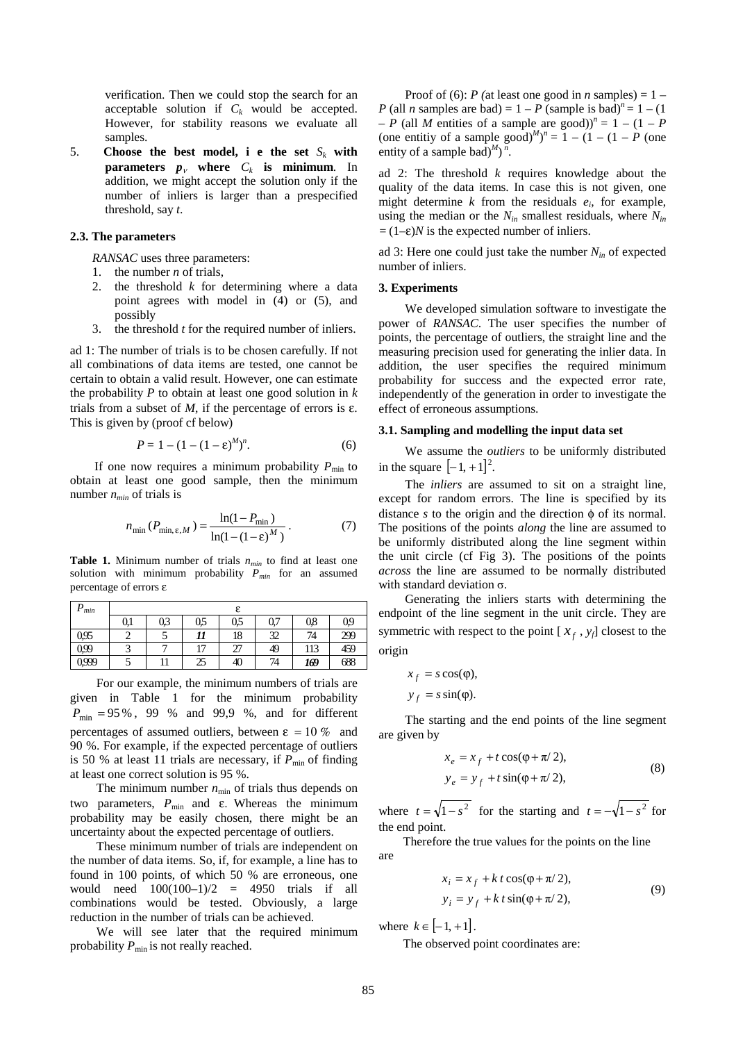verification. Then we could stop the search for an acceptable solution if $C_k$ would be accepted. However, for stability reasons we evaluate all samples.

5. **Choose the best model, i e the set $S_k$ with parameters $p_v$ where $C_k$ is minimum**. In addition, we might accept the solution only if the number of inliers is larger than a prespecified threshold, say $t$.

### 2.3. The parameters

*RANSAC* uses three parameters:

1. the number $n$ of trials,
2. the threshold $k$ for determining where a data point agrees with model in (4) or (5), and possibly
3. the threshold $t$ for the required number of inliers.

ad 1: The number of trials is to be chosen carefully. If not all combinations of data items are tested, one cannot be certain to obtain a valid result. However, one can estimate the probability $P$ to obtain at least one good solution in $k$ trials from a subset of $M$, if the percentage of errors is ε. This is given by (proof cf below)

$$P = 1 - (1 - (1 - \varepsilon)^M)^n. \tag{6}$$

If one now requires a minimum probability $P_{\min}$ to obtain at least one good sample, then the minimum number $n_{min}$ of trials is

$$n_{\min}(P_{\min,\varepsilon,M}) = \frac{\ln(1 - P_{\min})}{\ln(1 - (1 - \varepsilon)^M)}. \tag{7}$$

**Table 1.** Minimum number of trials $n_{min}$ to find at least one solution with minimum probability $P_{min}$ for an assumed percentage of errors ε

| $P_{min}$ | ε | | | | | | |
|---|---|---|---|---|---|---|---|
| | 0,1 | 0,3 | 0,5 | 0,5 | 0,7 | 0,8 | 0,9 |
| 0,95 | 2 | 5 | ***11*** | 18 | 32 | 74 | 299 |
| 0,99 | 3 | 7 | 17 | 27 | 49 | 113 | 459 |
| 0,999 | 5 | 11 | 25 | 40 | 74 | ***169*** | 688 |

For our example, the minimum numbers of trials are given in Table 1 for the minimum probability $P_{\min} = 95\,\%$, 99 % and 99,9 %, and for different percentages of assumed outliers, between $\varepsilon = 10\,\%$ and 90 %. For example, if the expected percentage of outliers is 50 % at least 11 trials are necessary, if $P_{\min}$ of finding at least one correct solution is 95 %.

The minimum number $n_{\min}$ of trials thus depends on two parameters, $P_{\min}$ and ε. Whereas the minimum probability may be easily chosen, there might be an uncertainty about the expected percentage of outliers.

These minimum number of trials are independent on the number of data items. So, if, for example, a line has to found in 100 points, of which 50 % are erroneous, one would need 100(100–1)/2 = 4950 trials if all combinations would be tested. Obviously, a large reduction in the number of trials can be achieved.

We will see later that the required minimum probability $P_{\min}$ is not really reached.

Proof of (6): $P$ (at least one good in $n$ samples) = 1 – $P$ (all $n$ samples are bad) = 1 – $P$ (sample is bad)$^n$ = 1 – (1 – $P$ (all $M$ entities of a sample are good))$^n$ = 1 – (1 – $P$ (one entitiy of a sample good)$^M$)$^n$ = 1 – (1 – (1 – $P$ (one entity of a sample bad)$^M$)$^n$.

ad 2: The threshold $k$ requires knowledge about the quality of the data items. In case this is not given, one might determine $k$ from the residuals $e_i$, for example, using the median or the $N_{in}$ smallest residuals, where $N_{in} = (1–\varepsilon)N$ is the expected number of inliers.

ad 3: Here one could just take the number $N_{in}$ of expected number of inliers.

### 3. Experiments

We developed simulation software to investigate the power of *RANSAC*. The user specifies the number of points, the percentage of outliers, the straight line and the measuring precision used for generating the inlier data. In addition, the user specifies the required minimum probability for success and the expected error rate, independently of the generation in order to investigate the effect of erroneous assumptions.

### 3.1. Sampling and modelling the input data set

We assume the *outliers* to be uniformly distributed in the square $[-1,+1]^2$.

The *inliers* are assumed to sit on a straight line, except for random errors. The line is specified by its distance $s$ to the origin and the direction ϕ of its normal. The positions of the points *along* the line are assumed to be uniformly distributed along the line segment within the unit circle (cf Fig 3). The positions of the points *across* the line are assumed to be normally distributed with standard deviation σ.

Generating the inliers starts with determining the endpoint of the line segment in the unit circle. They are symmetric with respect to the point [$x_f$, $y_f$] closest to the origin

$$x_f = s\cos(\varphi),$$
$$y_f = s\sin(\varphi).$$

The starting and the end points of the line segment are given by

$$x_e = x_f + t\cos(\varphi + \pi/2),$$
$$y_e = y_f + t\sin(\varphi + \pi/2), \tag{8}$$

where $t = \sqrt{1 - s^2}$ for the starting and $t = -\sqrt{1 - s^2}$ for the end point.

Therefore the true values for the points on the line are

$$x_i = x_f + k\,t\cos(\varphi + \pi/2),$$
$$y_i = y_f + k\,t\sin(\varphi + \pi/2), \tag{9}$$

where $k \in [-1,+1]$.

The observed point coordinates are: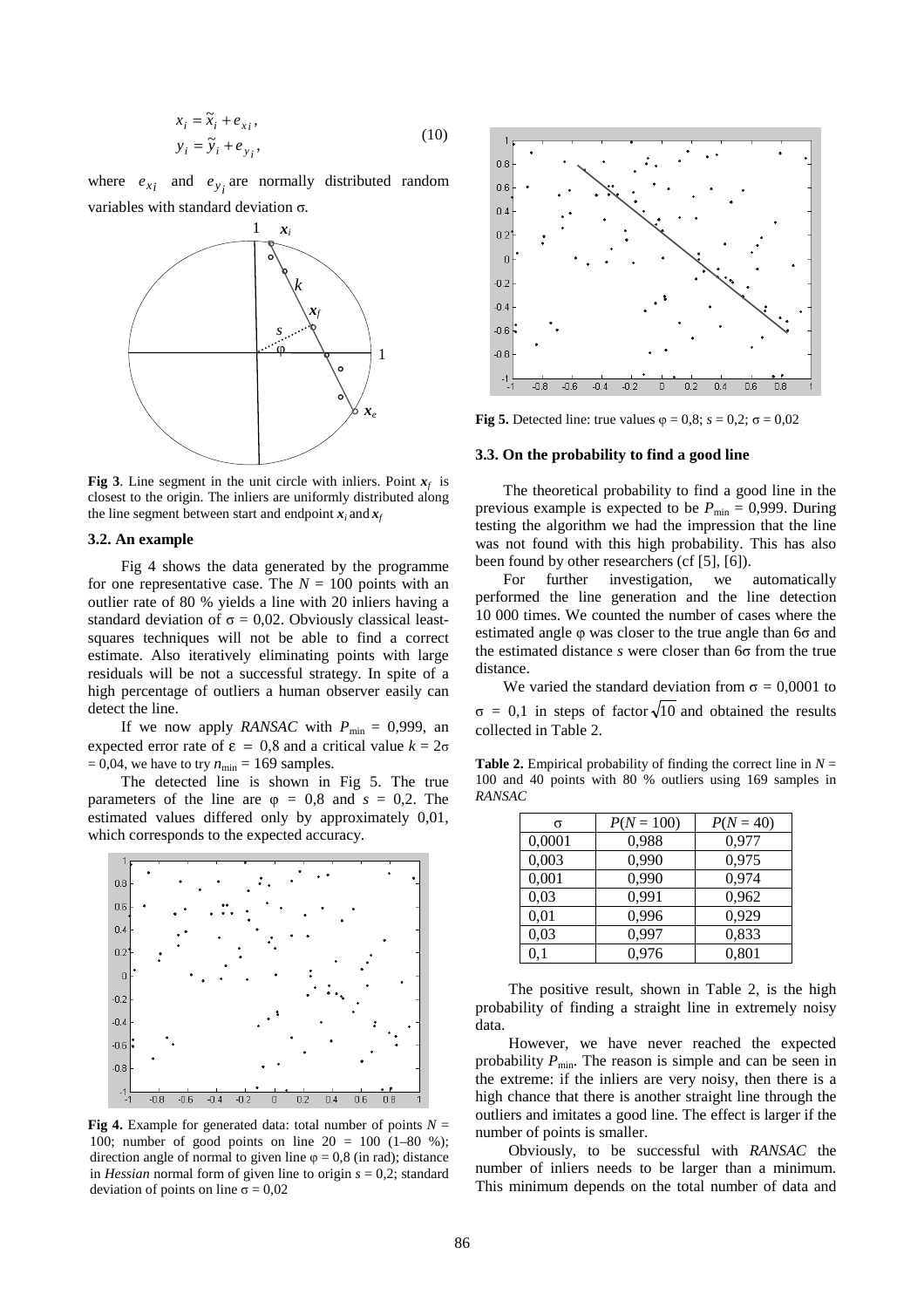$$x_i = \tilde{x}_i + e_{x_i},$$
$$y_i = \tilde{y}_i + e_{y_i}, \tag{10}$$

where $e_{x_i}$ and $e_{y_i}$ are normally distributed random variables with standard deviation σ.

**Fig 3**. Line segment in the unit circle with inliers. Point $\boldsymbol{x}_f$ is closest to the origin. The inliers are uniformly distributed along the line segment between start and endpoint $\boldsymbol{x}_i$ and $\boldsymbol{x}_f$

### 3.2. An example

Fig 4 shows the data generated by the programme for one representative case. The $N = 100$ points with an outlier rate of 80 % yields a line with 20 inliers having a standard deviation of $\sigma = 0{,}02$. Obviously classical least-squares techniques will not be able to find a correct estimate. Also iteratively eliminating points with large residuals will be not a successful strategy. In spite of a high percentage of outliers a human observer easily can detect the line.

If we now apply *RANSAC* with $P_{\min} = 0{,}999$, an expected error rate of $\varepsilon = 0{,}8$ and a critical value $k = 2\sigma = 0{,}04$, we have to try $n_{\min} = 169$ samples.

The detected line is shown in Fig 5. The true parameters of the line are $\varphi = 0{,}8$ and $s = 0{,}2$. The estimated values differed only by approximately 0,01, which corresponds to the expected accuracy.

**Fig 4.** Example for generated data: total number of points $N = 100$; number of good points on line $20 = 100$ (1–80 %); direction angle of normal to given line $\varphi = 0{,}8$ (in rad); distance in *Hessian* normal form of given line to origin $s = 0{,}2$; standard deviation of points on line $\sigma = 0{,}02$

**Fig 5.** Detected line: true values $\varphi = 0{,}8$; $s = 0{,}2$; $\sigma = 0{,}02$

### 3.3. On the probability to find a good line

The theoretical probability to find a good line in the previous example is expected to be $P_{\min} = 0{,}999$. During testing the algorithm we had the impression that the line was not found with this high probability. This has also been found by other researchers (cf [5], [6]).

For further investigation, we automatically performed the line generation and the line detection 10 000 times. We counted the number of cases where the estimated angle φ was closer to the true angle than 6σ and the estimated distance *s* were closer than 6σ from the true distance.

We varied the standard deviation from $\sigma = 0{,}0001$ to $\sigma = 0{,}1$ in steps of factor $\sqrt{10}$ and obtained the results collected in Table 2.

**Table 2.** Empirical probability of finding the correct line in $N = 100$ and 40 points with 80 % outliers using 169 samples in *RANSAC*

| σ | $P(N = 100)$ | $P(N = 40)$ |
|---|---|---|
| 0,0001 | 0,988 | 0,977 |
| 0,003 | 0,990 | 0,975 |
| 0,001 | 0,990 | 0,974 |
| 0,03 | 0,991 | 0,962 |
| 0,01 | 0,996 | 0,929 |
| 0,03 | 0,997 | 0,833 |
| 0,1 | 0,976 | 0,801 |

The positive result, shown in Table 2, is the high probability of finding a straight line in extremely noisy data.

However, we have never reached the expected probability $P_{\min}$. The reason is simple and can be seen in the extreme: if the inliers are very noisy, then there is a high chance that there is another straight line through the outliers and imitates a good line. The effect is larger if the number of points is smaller.

Obviously, to be successful with *RANSAC* the number of inliers needs to be larger than a minimum. This minimum depends on the total number of data and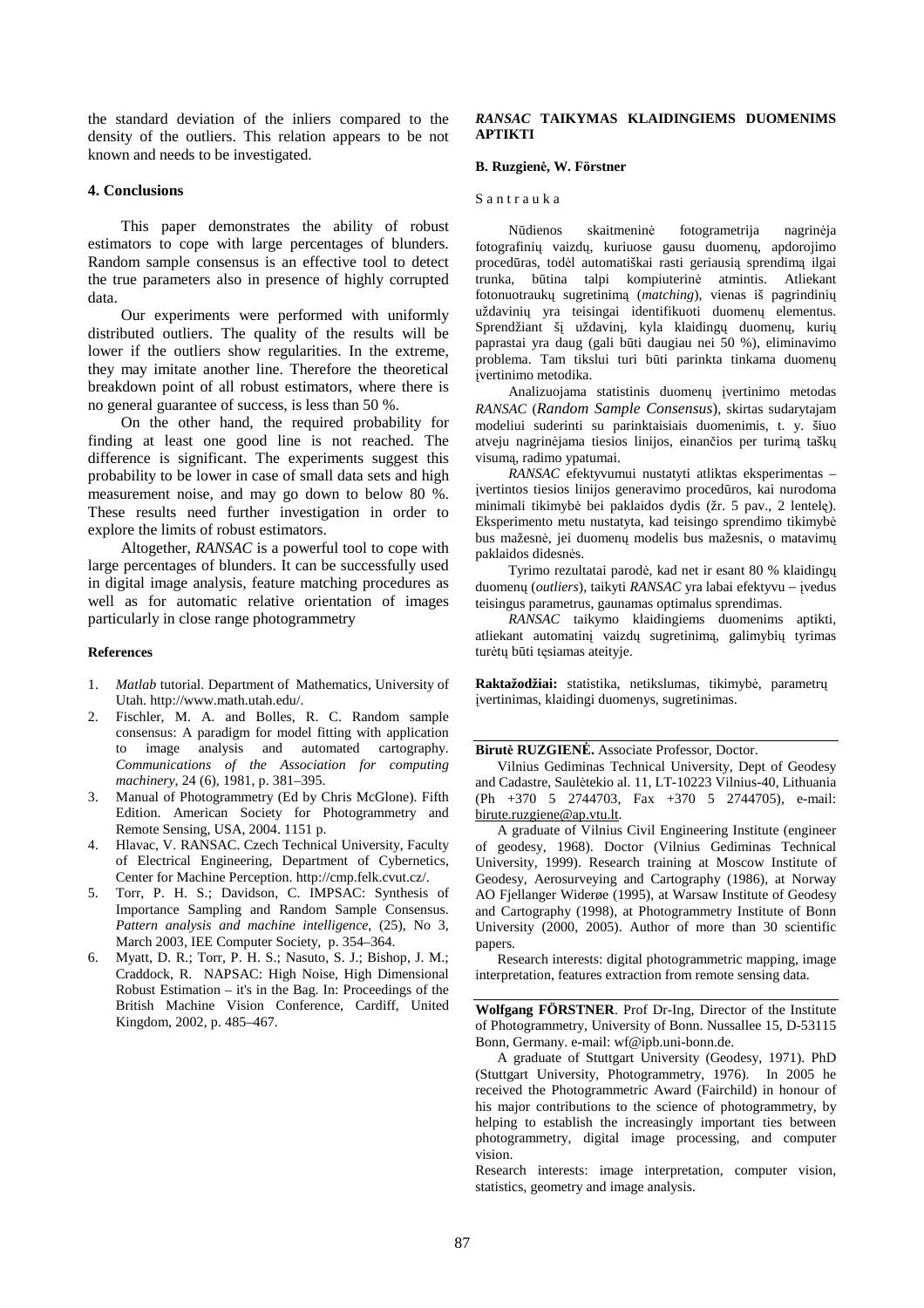the standard deviation of the inliers compared to the density of the outliers. This relation appears to be not known and needs to be investigated.

## 4. Conclusions

This paper demonstrates the ability of robust estimators to cope with large percentages of blunders. Random sample consensus is an effective tool to detect the true parameters also in presence of highly corrupted data.

Our experiments were performed with uniformly distributed outliers. The quality of the results will be lower if the outliers show regularities. In the extreme, they may imitate another line. Therefore the theoretical breakdown point of all robust estimators, where there is no general guarantee of success, is less than 50 %.

On the other hand, the required probability for finding at least one good line is not reached. The difference is significant. The experiments suggest this probability to be lower in case of small data sets and high measurement noise, and may go down to below 80 %. These results need further investigation in order to explore the limits of robust estimators.

Altogether, *RANSAC* is a powerful tool to cope with large percentages of blunders. It can be successfully used in digital image analysis, feature matching procedures as well as for automatic relative orientation of images particularly in close range photogrammetry

### References

1. *Matlab* tutorial. Department of Mathematics, University of Utah. http://www.math.utah.edu/.
2. Fischler, M. A. and Bolles, R. C. Random sample consensus: A paradigm for model fitting with application to image analysis and automated cartography. *Communications of the Association for computing machinery*, 24 (6), 1981, p. 381–395.
3. Manual of Photogrammetry (Ed by Chris McGlone). Fifth Edition. American Society for Photogrammetry and Remote Sensing, USA, 2004. 1151 p.
4. Hlavac, V. RANSAC. Czech Technical University, Faculty of Electrical Engineering, Department of Cybernetics, Center for Machine Perception. http://cmp.felk.cvut.cz/.
5. Torr, P. H. S.; Davidson, C. IMPSAC: Synthesis of Importance Sampling and Random Sample Consensus. *Pattern analysis and machine intelligence*, (25), No 3, March 2003, IEE Computer Society, p. 354–364.
6. Myatt, D. R.; Torr, P. H. S.; Nasuto, S. J.; Bishop, J. M.; Craddock, R. NAPSAC: High Noise, High Dimensional Robust Estimation – it's in the Bag. In: Proceedings of the British Machine Vision Conference, Cardiff, United Kingdom, 2002, p. 485–467.

## *RANSAC* TAIKYMAS KLAIDINGIEMS DUOMENIMS APTIKTI

**B. Ruzgienė, W. Förstner**

S a n t r a u k a

Nūdienos skaitmeninė fotogrametrija nagrinėja fotografinių vaizdų, kuriuose gausu duomenų, apdorojimo procedūras, todėl automatiškai rasti geriausią sprendimą ilgai trunka, būtina talpi kompiuterinė atmintis. Atliekant fotonuotraukų sugretinimą (*matching*), vienas iš pagrindinių uždavinių yra teisingai identifikuoti duomenų elementus. Sprendžiant šį uždavinį, kyla klaidingų duomenų, kurių paprastai yra daug (gali būti daugiau nei 50 %), eliminavimo problema. Tam tikslui turi būti parinkta tinkama duomenų įvertinimo metodika.

Analizuojama statistinis duomenų įvertinimo metodas *RANSAC* (*Random Sample Consensus*), skirtas sudarytajam modeliui suderinti su parinktaisiais duomenimis, t. y. šiuo atveju nagrinėjama tiesios linijos, einančios per turimą taškų visumą, radimo ypatumai.

*RANSAC* efektyvumui nustatyti atliktas eksperimentas – įvertintos tiesios linijos generavimo procedūros, kai nurodoma minimali tikimybė bei paklaidos dydis (žr. 5 pav., 2 lentelę). Eksperimento metu nustatyta, kad teisingo sprendimo tikimybė bus mažesnė, jei duomenų modelis bus mažesnis, o matavimų paklaidos didesnės.

Tyrimo rezultatai parodė, kad net ir esant 80 % klaidingų duomenų (*outliers*), taikyti *RANSAC* yra labai efektyvu – įvedus teisingus parametrus, gaunamas optimalus sprendimas.

*RANSAC* taikymo klaidingiems duomenims aptikti, atliekant automatinį vaizdų sugretinimą, galimybių tyrimas turėtų būti tęsiamas ateityje.

**Raktažodžiai:** statistika, netikslumas, tikimybė, parametrų įvertinimas, klaidingi duomenys, sugretinimas.

---

**Birutė RUZGIENĖ.** Associate Professor, Doctor.

Vilnius Gediminas Technical University, Dept of Geodesy and Cadastre, Saulėtekio al. 11, LT-10223 Vilnius-40, Lithuania (Ph +370 5 2744703, Fax +370 5 2744705), e-mail: birute.ruzgiene@ap.vtu.lt.

A graduate of Vilnius Civil Engineering Institute (engineer of geodesy, 1968). Doctor (Vilnius Gediminas Technical University, 1999). Research training at Moscow Institute of Geodesy, Aerosurveying and Cartography (1986), at Norway AO Fjellanger Widerøe (1995), at Warsaw Institute of Geodesy and Cartography (1998), at Photogrammetry Institute of Bonn University (2000, 2005). Author of more than 30 scientific papers.

Research interests: digital photogrammetric mapping, image interpretation, features extraction from remote sensing data.

---

**Wolfgang FÖRSTNER**. Prof Dr-Ing, Director of the Institute of Photogrammetry, University of Bonn. Nussallee 15, D-53115 Bonn, Germany. e-mail: wf@ipb.uni-bonn.de.

A graduate of Stuttgart University (Geodesy, 1971). PhD (Stuttgart University, Photogrammetry, 1976). In 2005 he received the Photogrammetric Award (Fairchild) in honour of his major contributions to the science of photogrammetry, by helping to establish the increasingly important ties between photogrammetry, digital image processing, and computer vision.

Research interests: image interpretation, computer vision, statistics, geometry and image analysis.